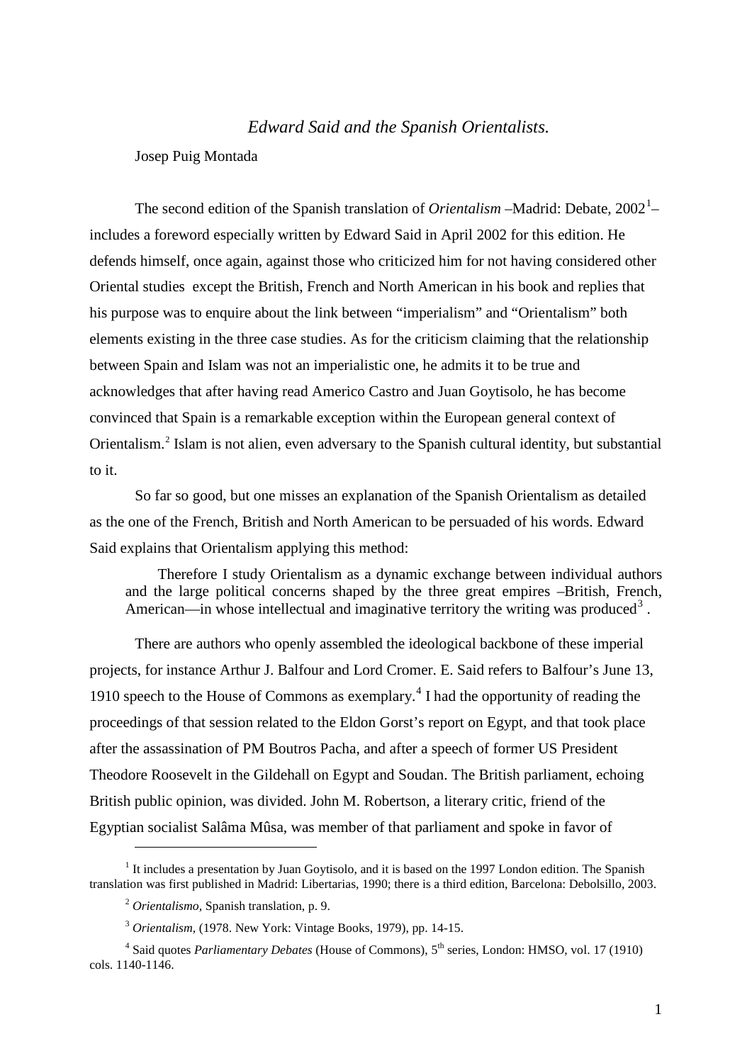*Edward Said and the Spanish Orientalists.*

Josep Puig Montada

The second edition of the Spanish translation of *Orientalism* –Madrid: Debate, 2002[1]– includes a foreword especially written by Edward Said in April 2002 for this edition. He defends himself, once again, against those who criticized him for not having considered other Oriental studies except the British, French and North American in his book and replies that his purpose was to enquire about the link between "imperialism" and "Orientalism" both elements existing in the three case studies. As for the criticism claiming that the relationship between Spain and Islam was not an imperialistic one, he admits it to be true and acknowledges that after having read Americo Castro and Juan Goytisolo, he has become convinced that Spain is a remarkable exception within the European general context of Orientalism.[2] Islam is not alien, even adversary to the Spanish cultural identity, but substantial to it.

So far so good, but one misses an explanation of the Spanish Orientalism as detailed as the one of the French, British and North American to be persuaded of his words. Edward Said explains that Orientalism applying this method:

> Therefore I study Orientalism as a dynamic exchange between individual authors and the large political concerns shaped by the three great empires –British, French, American—in whose intellectual and imaginative territory the writing was produced[3] .

There are authors who openly assembled the ideological backbone of these imperial projects, for instance Arthur J. Balfour and Lord Cromer. E. Said refers to Balfour's June 13, 1910 speech to the House of Commons as exemplary.[4] I had the opportunity of reading the proceedings of that session related to the Eldon Gorst's report on Egypt, and that took place after the assassination of PM Boutros Pacha, and after a speech of former US President Theodore Roosevelt in the Gildehall on Egypt and Soudan. The British parliament, echoing British public opinion, was divided. John M. Robertson, a literary critic, friend of the Egyptian socialist Salâma Mûsa, was member of that parliament and spoke in favor of

---

[1] It includes a presentation by Juan Goytisolo, and it is based on the 1997 London edition. The Spanish translation was first published in Madrid: Libertarias, 1990; there is a third edition, Barcelona: Debolsillo, 2003.

[2] *Orientalismo,* Spanish translation, p. 9.

[3] *Orientalism,* (1978. New York: Vintage Books, 1979), pp. 14-15.

[4] Said quotes *Parliamentary Debates* (House of Commons), 5th series, London: HMSO, vol. 17 (1910) cols. 1140-1146.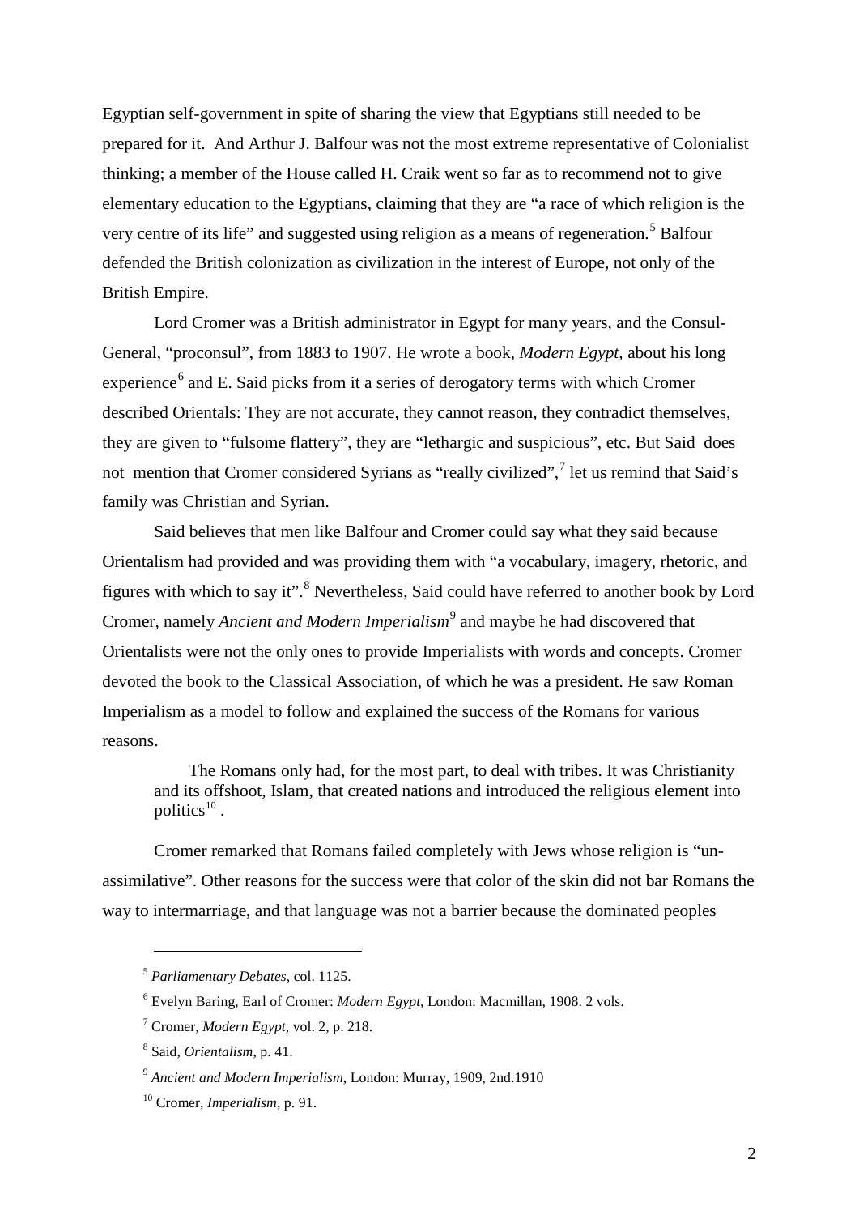Egyptian self-government in spite of sharing the view that Egyptians still needed to be prepared for it. And Arthur J. Balfour was not the most extreme representative of Colonialist thinking; a member of the House called H. Craik went so far as to recommend not to give elementary education to the Egyptians, claiming that they are "a race of which religion is the very centre of its life" and suggested using religion as a means of regeneration.[5] Balfour defended the British colonization as civilization in the interest of Europe, not only of the British Empire.

Lord Cromer was a British administrator in Egypt for many years, and the Consul-General, "proconsul", from 1883 to 1907. He wrote a book, *Modern Egypt*, about his long experience[6] and E. Said picks from it a series of derogatory terms with which Cromer described Orientals: They are not accurate, they cannot reason, they contradict themselves, they are given to "fulsome flattery", they are "lethargic and suspicious", etc. But Said does not mention that Cromer considered Syrians as "really civilized",[7] let us remind that Said's family was Christian and Syrian.

Said believes that men like Balfour and Cromer could say what they said because Orientalism had provided and was providing them with "a vocabulary, imagery, rhetoric, and figures with which to say it".[8] Nevertheless, Said could have referred to another book by Lord Cromer, namely *Ancient and Modern Imperialism*[9] and maybe he had discovered that Orientalists were not the only ones to provide Imperialists with words and concepts. Cromer devoted the book to the Classical Association, of which he was a president. He saw Roman Imperialism as a model to follow and explained the success of the Romans for various reasons.

> The Romans only had, for the most part, to deal with tribes. It was Christianity and its offshoot, Islam, that created nations and introduced the religious element into politics[10] .

Cromer remarked that Romans failed completely with Jews whose religion is "un-assimilative". Other reasons for the success were that color of the skin did not bar Romans the way to intermarriage, and that language was not a barrier because the dominated peoples

---

[5] *Parliamentary Debates*, col. 1125.

[6] Evelyn Baring, Earl of Cromer: *Modern Egypt*, London: Macmillan, 1908. 2 vols.

[7] Cromer, *Modern Egypt*, vol. 2, p. 218.

[8] Said, *Orientalism*, p. 41.

[9] *Ancient and Modern Imperialism*, London: Murray, 1909, 2nd.1910

[10] Cromer, *Imperialism*, p. 91.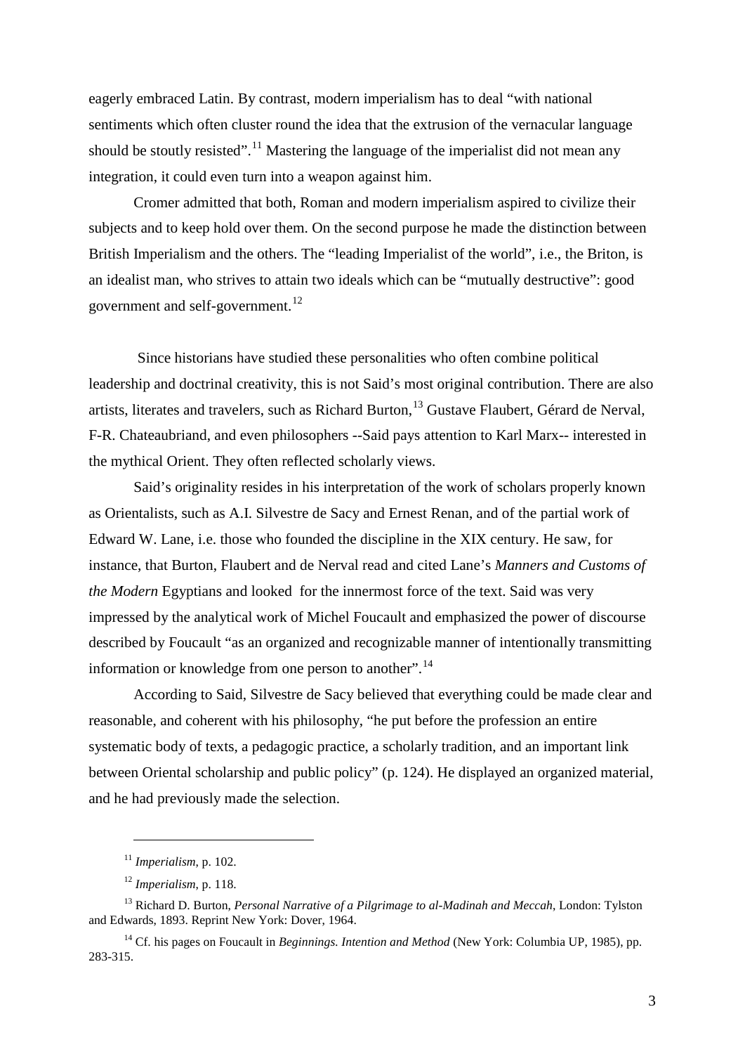eagerly embraced Latin. By contrast, modern imperialism has to deal "with national sentiments which often cluster round the idea that the extrusion of the vernacular language should be stoutly resisted".[11] Mastering the language of the imperialist did not mean any integration, it could even turn into a weapon against him.

Cromer admitted that both, Roman and modern imperialism aspired to civilize their subjects and to keep hold over them. On the second purpose he made the distinction between British Imperialism and the others. The "leading Imperialist of the world", i.e., the Briton, is an idealist man, who strives to attain two ideals which can be "mutually destructive": good government and self-government.[12]

Since historians have studied these personalities who often combine political leadership and doctrinal creativity, this is not Said's most original contribution. There are also artists, literates and travelers, such as Richard Burton,[13] Gustave Flaubert, Gérard de Nerval, F-R. Chateaubriand, and even philosophers --Said pays attention to Karl Marx-- interested in the mythical Orient. They often reflected scholarly views.

Said's originality resides in his interpretation of the work of scholars properly known as Orientalists, such as A.I. Silvestre de Sacy and Ernest Renan, and of the partial work of Edward W. Lane, i.e. those who founded the discipline in the XIX century. He saw, for instance, that Burton, Flaubert and de Nerval read and cited Lane's *Manners and Customs of the Modern* Egyptians and looked for the innermost force of the text. Said was very impressed by the analytical work of Michel Foucault and emphasized the power of discourse described by Foucault "as an organized and recognizable manner of intentionally transmitting information or knowledge from one person to another".[14]

According to Said, Silvestre de Sacy believed that everything could be made clear and reasonable, and coherent with his philosophy, "he put before the profession an entire systematic body of texts, a pedagogic practice, a scholarly tradition, and an important link between Oriental scholarship and public policy" (p. 124). He displayed an organized material, and he had previously made the selection.

---

[11] *Imperialism*, p. 102.

[12] *Imperialism*, p. 118.

[13] Richard D. Burton, *Personal Narrative of a Pilgrimage to al-Madinah and Meccah*, London: Tylston and Edwards, 1893. Reprint New York: Dover, 1964.

[14] Cf. his pages on Foucault in *Beginnings. Intention and Method* (New York: Columbia UP, 1985), pp. 283-315.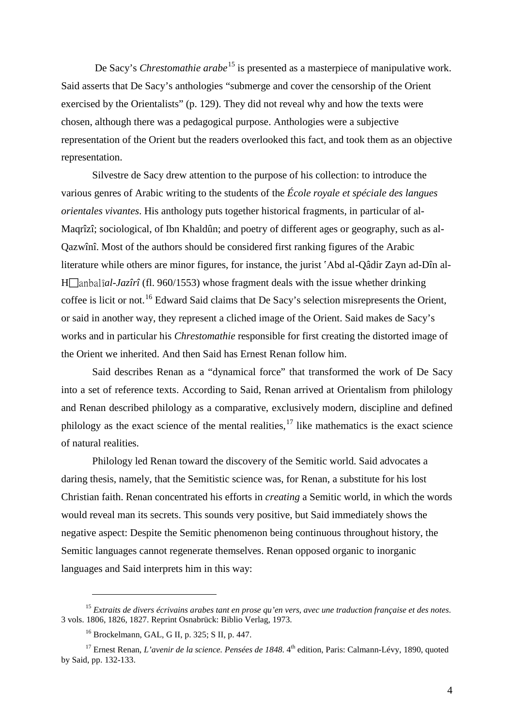De Sacy's *Chrestomathie arabe*[15] is presented as a masterpiece of manipulative work. Said asserts that De Sacy's anthologies "submerge and cover the censorship of the Orient exercised by the Orientalists" (p. 129). They did not reveal why and how the texts were chosen, although there was a pedagogical purpose. Anthologies were a subjective representation of the Orient but the readers overlooked this fact, and took them as an objective representation.

Silvestre de Sacy drew attention to the purpose of his collection: to introduce the various genres of Arabic writing to the students of the *École royale et spéciale des langues orientales vivantes*. His anthology puts together historical fragments, in particular of al-Maqrîzî; sociological, of Ibn Khaldûn; and poetry of different ages or geography, such as al-Qazwînî. Most of the authors should be considered first ranking figures of the Arabic literature while others are minor figures, for instance, the jurist ʿAbd al-Qâdir Zayn ad-Dîn al-H□anbalî*al-Jazîrî* (fl. 960/1553) whose fragment deals with the issue whether drinking coffee is licit or not.[16] Edward Said claims that De Sacy's selection misrepresents the Orient, or said in another way, they represent a cliched image of the Orient. Said makes de Sacy's works and in particular his *Chrestomathie* responsible for first creating the distorted image of the Orient we inherited. And then Said has Ernest Renan follow him.

Said describes Renan as a "dynamical force" that transformed the work of De Sacy into a set of reference texts. According to Said, Renan arrived at Orientalism from philology and Renan described philology as a comparative, exclusively modern, discipline and defined philology as the exact science of the mental realities,[17] like mathematics is the exact science of natural realities.

Philology led Renan toward the discovery of the Semitic world. Said advocates a daring thesis, namely, that the Semitistic science was, for Renan, a substitute for his lost Christian faith. Renan concentrated his efforts in *creating* a Semitic world, in which the words would reveal man its secrets. This sounds very positive, but Said immediately shows the negative aspect: Despite the Semitic phenomenon being continuous throughout history, the Semitic languages cannot regenerate themselves. Renan opposed organic to inorganic languages and Said interprets him in this way:

---

[15] *Extraits de divers écrivains arabes tant en prose qu'en vers, avec une traduction française et des notes*. 3 vols. 1806, 1826, 1827. Reprint Osnabrück: Biblio Verlag, 1973.

[16] Brockelmann, GAL, G II, p. 325; S II, p. 447.

[17] Ernest Renan, *L'avenir de la science. Pensées de 1848*. 4th edition, Paris: Calmann-Lévy, 1890, quoted by Said, pp. 132-133.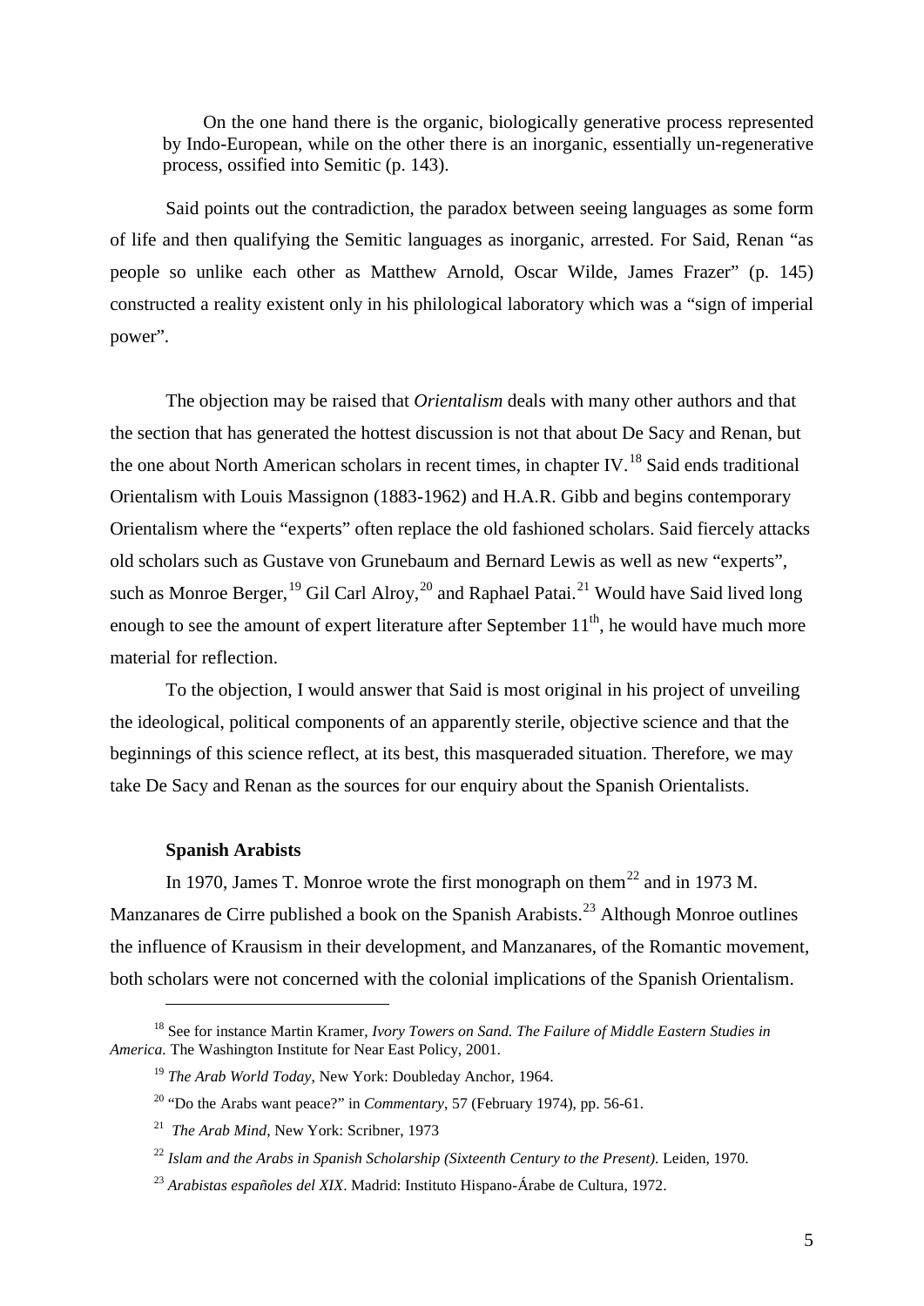> On the one hand there is the organic, biologically generative process represented by Indo-European, while on the other there is an inorganic, essentially un-regenerative process, ossified into Semitic (p. 143).

Said points out the contradiction, the paradox between seeing languages as some form of life and then qualifying the Semitic languages as inorganic, arrested. For Said, Renan "as people so unlike each other as Matthew Arnold, Oscar Wilde, James Frazer" (p. 145) constructed a reality existent only in his philological laboratory which was a "sign of imperial power".

The objection may be raised that *Orientalism* deals with many other authors and that the section that has generated the hottest discussion is not that about De Sacy and Renan, but the one about North American scholars in recent times, in chapter IV.[18] Said ends traditional Orientalism with Louis Massignon (1883-1962) and H.A.R. Gibb and begins contemporary Orientalism where the "experts" often replace the old fashioned scholars. Said fiercely attacks old scholars such as Gustave von Grunebaum and Bernard Lewis as well as new "experts", such as Monroe Berger,[19] Gil Carl Alroy,[20] and Raphael Patai.[21] Would have Said lived long enough to see the amount of expert literature after September 11th, he would have much more material for reflection.

To the objection, I would answer that Said is most original in his project of unveiling the ideological, political components of an apparently sterile, objective science and that the beginnings of this science reflect, at its best, this masqueraded situation. Therefore, we may take De Sacy and Renan as the sources for our enquiry about the Spanish Orientalists.

### Spanish Arabists

In 1970, James T. Monroe wrote the first monograph on them[22] and in 1973 M. Manzanares de Cirre published a book on the Spanish Arabists.[23] Although Monroe outlines the influence of Krausism in their development, and Manzanares, of the Romantic movement, both scholars were not concerned with the colonial implications of the Spanish Orientalism.

---

[18] See for instance Martin Kramer, *Ivory Towers on Sand. The Failure of Middle Eastern Studies in America.* The Washington Institute for Near East Policy, 2001.

[19] *The Arab World Today*, New York: Doubleday Anchor, 1964.

[20] "Do the Arabs want peace?" in *Commentary*, 57 (February 1974), pp. 56-61.

[21] *The Arab Mind*, New York: Scribner, 1973

[22] *Islam and the Arabs in Spanish Scholarship (Sixteenth Century to the Present).* Leiden, 1970.

[23] *Arabistas españoles del XIX*. Madrid: Instituto Hispano-Árabe de Cultura, 1972.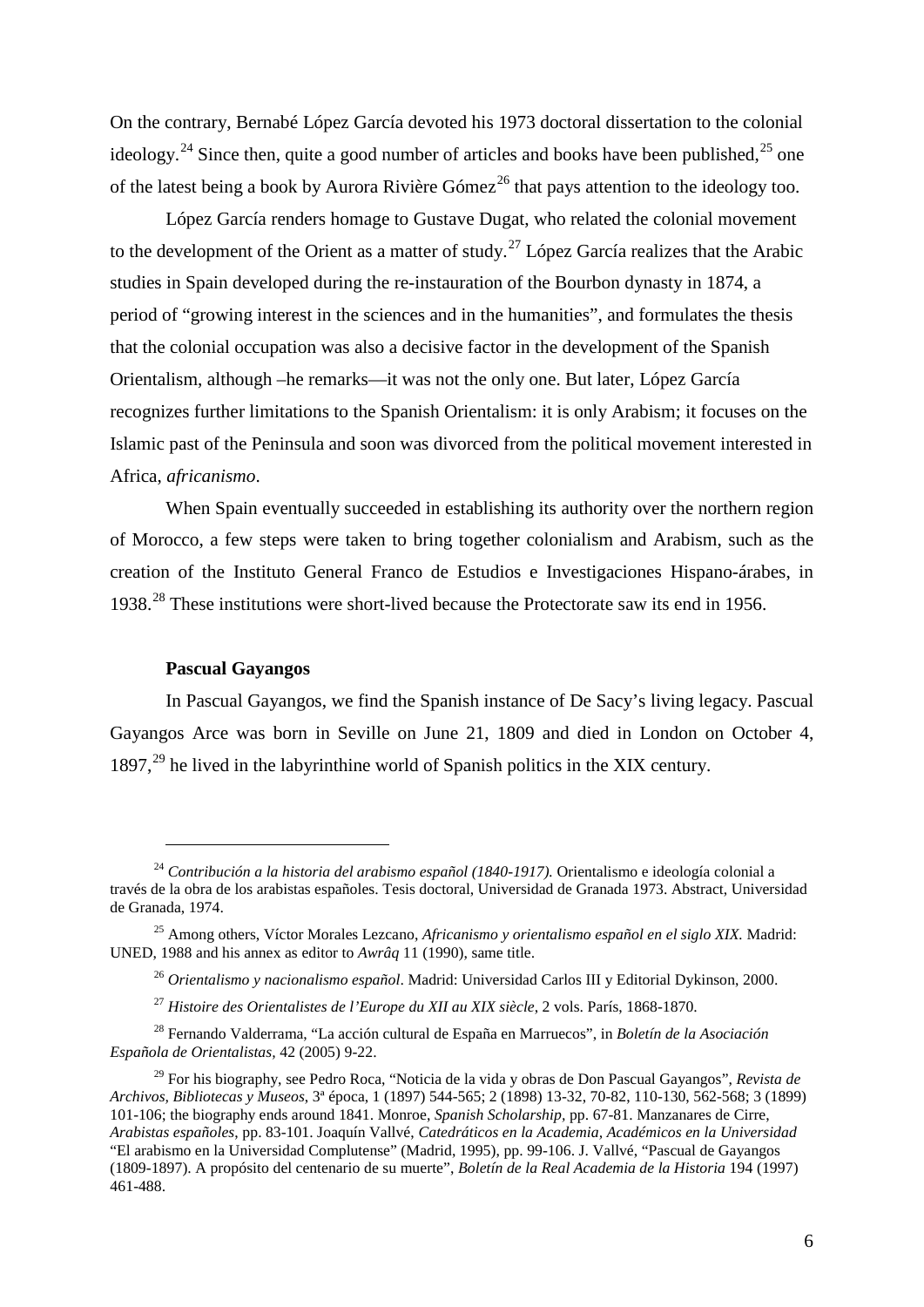On the contrary, Bernabé López García devoted his 1973 doctoral dissertation to the colonial ideology.[24] Since then, quite a good number of articles and books have been published,[25] one of the latest being a book by Aurora Rivière Gómez[26] that pays attention to the ideology too.

López García renders homage to Gustave Dugat, who related the colonial movement to the development of the Orient as a matter of study.[27] López García realizes that the Arabic studies in Spain developed during the re-instauration of the Bourbon dynasty in 1874, a period of "growing interest in the sciences and in the humanities", and formulates the thesis that the colonial occupation was also a decisive factor in the development of the Spanish Orientalism, although –he remarks—it was not the only one. But later, López García recognizes further limitations to the Spanish Orientalism: it is only Arabism; it focuses on the Islamic past of the Peninsula and soon was divorced from the political movement interested in Africa, *africanismo*.

When Spain eventually succeeded in establishing its authority over the northern region of Morocco, a few steps were taken to bring together colonialism and Arabism, such as the creation of the Instituto General Franco de Estudios e Investigaciones Hispano-árabes, in 1938.[28] These institutions were short-lived because the Protectorate saw its end in 1956.

### Pascual Gayangos

In Pascual Gayangos, we find the Spanish instance of De Sacy's living legacy. Pascual Gayangos Arce was born in Seville on June 21, 1809 and died in London on October 4, 1897,[29] he lived in the labyrinthine world of Spanish politics in the XIX century.

---

[24] *Contribución a la historia del arabismo español (1840-1917).* Orientalismo e ideología colonial a través de la obra de los arabistas españoles. Tesis doctoral, Universidad de Granada 1973. Abstract, Universidad de Granada, 1974.

[25] Among others, Víctor Morales Lezcano, *Africanismo y orientalismo español en el siglo XIX*. Madrid: UNED, 1988 and his annex as editor to *Awrâq* 11 (1990), same title.

[26] *Orientalismo y nacionalismo español*. Madrid: Universidad Carlos III y Editorial Dykinson, 2000.

[27] *Histoire des Orientalistes de l'Europe du XII au XIX siècle*, 2 vols. París, 1868-1870.

[28] Fernando Valderrama, "La acción cultural de España en Marruecos", in *Boletín de la Asociación Española de Orientalistas,* 42 (2005) 9-22.

[29] For his biography, see Pedro Roca, "Noticia de la vida y obras de Don Pascual Gayangos", *Revista de Archivos, Bibliotecas y Museos*, 3ª época, 1 (1897) 544-565; 2 (1898) 13-32, 70-82, 110-130, 562-568; 3 (1899) 101-106; the biography ends around 1841. Monroe, *Spanish Scholarship*, pp. 67-81. Manzanares de Cirre, *Arabistas españoles*, pp. 83-101. Joaquín Vallvé, *Catedráticos en la Academia, Académicos en la Universidad* "El arabismo en la Universidad Complutense" (Madrid, 1995), pp. 99-106. J. Vallvé, "Pascual de Gayangos (1809-1897). A propósito del centenario de su muerte", *Boletín de la Real Academia de la Historia* 194 (1997) 461-488.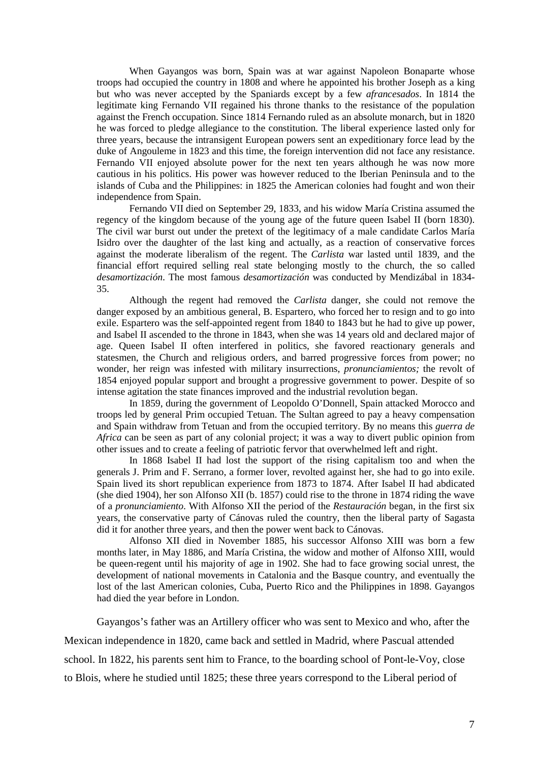When Gayangos was born, Spain was at war against Napoleon Bonaparte whose troops had occupied the country in 1808 and where he appointed his brother Joseph as a king but who was never accepted by the Spaniards except by a few *afrancesados*. In 1814 the legitimate king Fernando VII regained his throne thanks to the resistance of the population against the French occupation. Since 1814 Fernando ruled as an absolute monarch, but in 1820 he was forced to pledge allegiance to the constitution. The liberal experience lasted only for three years, because the intransigent European powers sent an expeditionary force lead by the duke of Angouleme in 1823 and this time, the foreign intervention did not face any resistance. Fernando VII enjoyed absolute power for the next ten years although he was now more cautious in his politics. His power was however reduced to the Iberian Peninsula and to the islands of Cuba and the Philippines: in 1825 the American colonies had fought and won their independence from Spain.

Fernando VII died on September 29, 1833, and his widow María Cristina assumed the regency of the kingdom because of the young age of the future queen Isabel II (born 1830). The civil war burst out under the pretext of the legitimacy of a male candidate Carlos María Isidro over the daughter of the last king and actually, as a reaction of conservative forces against the moderate liberalism of the regent. The *Carlista* war lasted until 1839, and the financial effort required selling real state belonging mostly to the church, the so called *desamortización*. The most famous *desamortización* was conducted by Mendizábal in 1834-35.

Although the regent had removed the *Carlista* danger, she could not remove the danger exposed by an ambitious general, B. Espartero, who forced her to resign and to go into exile. Espartero was the self-appointed regent from 1840 to 1843 but he had to give up power, and Isabel II ascended to the throne in 1843, when she was 14 years old and declared major of age. Queen Isabel II often interfered in politics, she favored reactionary generals and statesmen, the Church and religious orders, and barred progressive forces from power; no wonder, her reign was infested with military insurrections, *pronunciamientos;* the revolt of 1854 enjoyed popular support and brought a progressive government to power. Despite of so intense agitation the state finances improved and the industrial revolution began.

In 1859, during the government of Leopoldo O'Donnell, Spain attacked Morocco and troops led by general Prim occupied Tetuan. The Sultan agreed to pay a heavy compensation and Spain withdraw from Tetuan and from the occupied territory. By no means this *guerra de Africa* can be seen as part of any colonial project; it was a way to divert public opinion from other issues and to create a feeling of patriotic fervor that overwhelmed left and right.

In 1868 Isabel II had lost the support of the rising capitalism too and when the generals J. Prim and F. Serrano, a former lover, revolted against her, she had to go into exile. Spain lived its short republican experience from 1873 to 1874. After Isabel II had abdicated (she died 1904), her son Alfonso XII (b. 1857) could rise to the throne in 1874 riding the wave of a *pronunciamiento*. With Alfonso XII the period of the *Restauración* began, in the first six years, the conservative party of Cánovas ruled the country, then the liberal party of Sagasta did it for another three years, and then the power went back to Cánovas.

Alfonso XII died in November 1885, his successor Alfonso XIII was born a few months later, in May 1886, and María Cristina, the widow and mother of Alfonso XIII, would be queen-regent until his majority of age in 1902. She had to face growing social unrest, the development of national movements in Catalonia and the Basque country, and eventually the lost of the last American colonies, Cuba, Puerto Rico and the Philippines in 1898. Gayangos had died the year before in London.

Gayangos's father was an Artillery officer who was sent to Mexico and who, after the Mexican independence in 1820, came back and settled in Madrid, where Pascual attended school. In 1822, his parents sent him to France, to the boarding school of Pont-le-Voy, close to Blois, where he studied until 1825; these three years correspond to the Liberal period of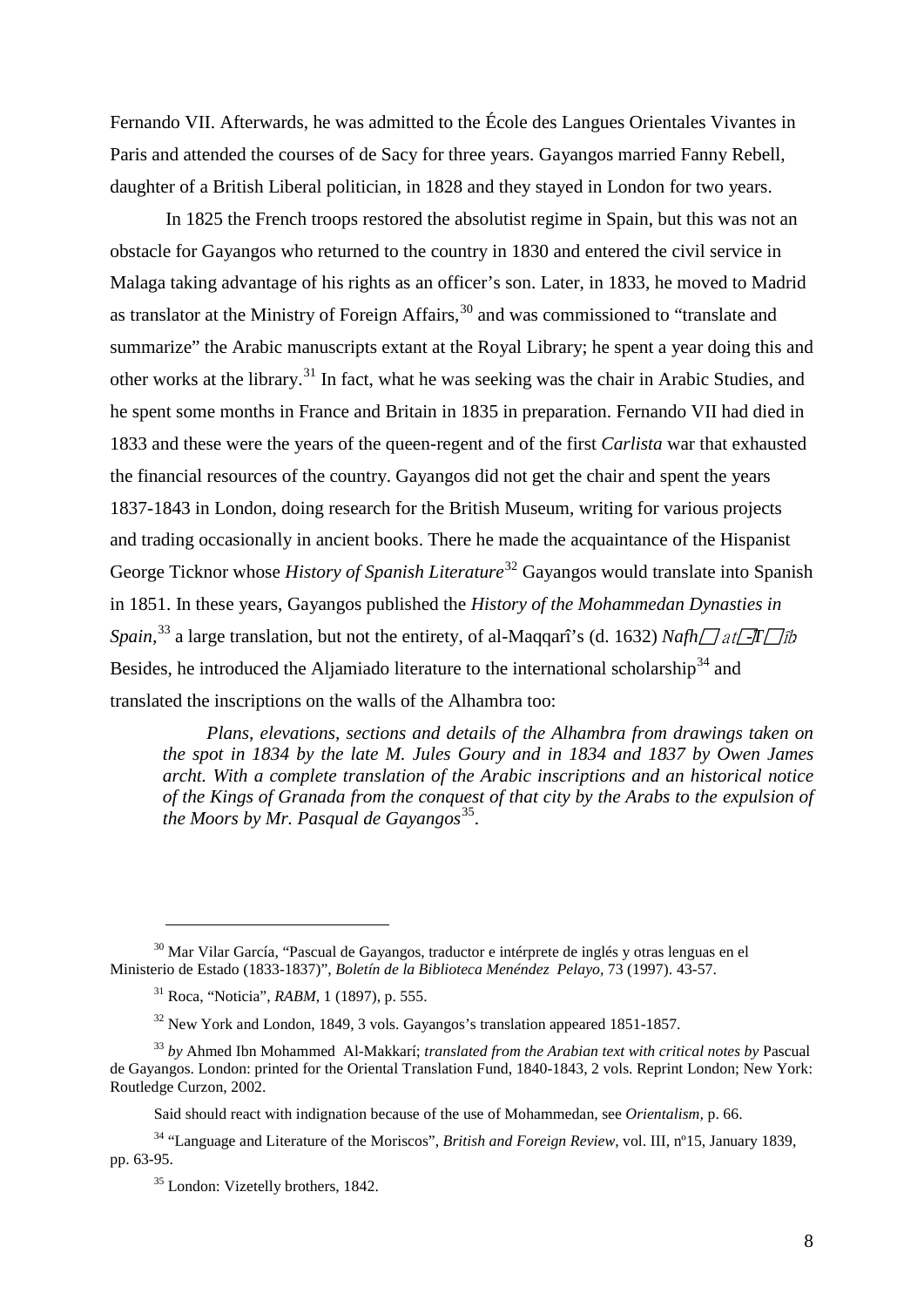Fernando VII. Afterwards, he was admitted to the École des Langues Orientales Vivantes in Paris and attended the courses of de Sacy for three years. Gayangos married Fanny Rebell, daughter of a British Liberal politician, in 1828 and they stayed in London for two years.

In 1825 the French troops restored the absolutist regime in Spain, but this was not an obstacle for Gayangos who returned to the country in 1830 and entered the civil service in Malaga taking advantage of his rights as an officer's son. Later, in 1833, he moved to Madrid as translator at the Ministry of Foreign Affairs,[30] and was commissioned to "translate and summarize" the Arabic manuscripts extant at the Royal Library; he spent a year doing this and other works at the library.[31] In fact, what he was seeking was the chair in Arabic Studies, and he spent some months in France and Britain in 1835 in preparation. Fernando VII had died in 1833 and these were the years of the queen-regent and of the first *Carlista* war that exhausted the financial resources of the country. Gayangos did not get the chair and spent the years 1837-1843 in London, doing research for the British Museum, writing for various projects and trading occasionally in ancient books. There he made the acquaintance of the Hispanist George Ticknor whose *History of Spanish Literature*[32] Gayangos would translate into Spanish in 1851. In these years, Gayangos published the *History of the Mohammedan Dynasties in Spain*,[33] a large translation, but not the entirety, of al-Maqqarî's (d. 1632) *Nafh at-Tîb* Besides, he introduced the Aljamiado literature to the international scholarship[34] and translated the inscriptions on the walls of the Alhambra too:

> *Plans, elevations, sections and details of the Alhambra from drawings taken on the spot in 1834 by the late M. Jules Goury and in 1834 and 1837 by Owen James archt. With a complete translation of the Arabic inscriptions and an historical notice of the Kings of Granada from the conquest of that city by the Arabs to the expulsion of the Moors by Mr. Pasqual de Gayangos*[35].

---

[30] Mar Vilar García, "Pascual de Gayangos, traductor e intérprete de inglés y otras lenguas en el Ministerio de Estado (1833-1837)", *Boletín de la Biblioteca Menéndez Pelayo*, 73 (1997). 43-57.

[31] Roca, "Noticia", *RABM*, 1 (1897), p. 555.

[32] New York and London, 1849, 3 vols. Gayangos's translation appeared 1851-1857.

[33] *by* Ahmed Ibn Mohammed Al-Makkarí; *translated from the Arabian text with critical notes by* Pascual de Gayangos. London: printed for the Oriental Translation Fund, 1840-1843, 2 vols. Reprint London; New York: Routledge Curzon, 2002.

Said should react with indignation because of the use of Mohammedan, see *Orientalism*, p. 66.

[34] "Language and Literature of the Moriscos", *British and Foreign Review*, vol. III, nº15, January 1839, pp. 63-95.

[35] London: Vizetelly brothers, 1842.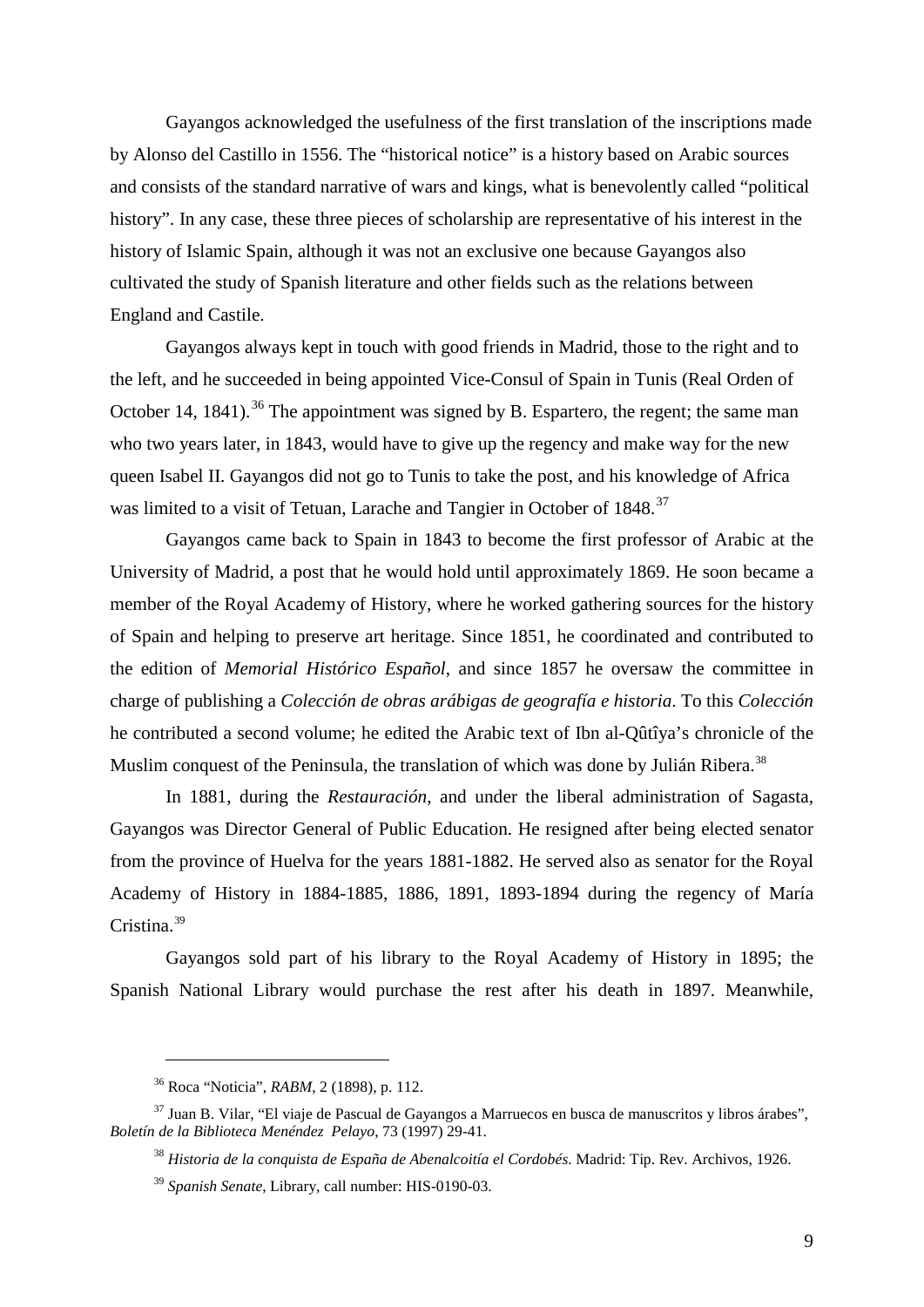Gayangos acknowledged the usefulness of the first translation of the inscriptions made by Alonso del Castillo in 1556. The "historical notice" is a history based on Arabic sources and consists of the standard narrative of wars and kings, what is benevolently called "political history". In any case, these three pieces of scholarship are representative of his interest in the history of Islamic Spain, although it was not an exclusive one because Gayangos also cultivated the study of Spanish literature and other fields such as the relations between England and Castile.

Gayangos always kept in touch with good friends in Madrid, those to the right and to the left, and he succeeded in being appointed Vice-Consul of Spain in Tunis (Real Orden of October 14, 1841).[36] The appointment was signed by B. Espartero, the regent; the same man who two years later, in 1843, would have to give up the regency and make way for the new queen Isabel II. Gayangos did not go to Tunis to take the post, and his knowledge of Africa was limited to a visit of Tetuan, Larache and Tangier in October of 1848.[37]

Gayangos came back to Spain in 1843 to become the first professor of Arabic at the University of Madrid, a post that he would hold until approximately 1869. He soon became a member of the Royal Academy of History, where he worked gathering sources for the history of Spain and helping to preserve art heritage. Since 1851, he coordinated and contributed to the edition of *Memorial Histórico Español*, and since 1857 he oversaw the committee in charge of publishing a *Colección de obras arábigas de geografía e historia*. To this *Colección* he contributed a second volume; he edited the Arabic text of Ibn al-Qûtîya's chronicle of the Muslim conquest of the Peninsula, the translation of which was done by Julián Ribera.[38]

In 1881, during the *Restauración*, and under the liberal administration of Sagasta, Gayangos was Director General of Public Education. He resigned after being elected senator from the province of Huelva for the years 1881-1882. He served also as senator for the Royal Academy of History in 1884-1885, 1886, 1891, 1893-1894 during the regency of María Cristina.[39]

Gayangos sold part of his library to the Royal Academy of History in 1895; the Spanish National Library would purchase the rest after his death in 1897. Meanwhile,

---

[36] Roca "Noticia", *RABM*, 2 (1898), p. 112.

[37] Juan B. Vilar, "El viaje de Pascual de Gayangos a Marruecos en busca de manuscritos y libros árabes", *Boletín de la Biblioteca Menéndez Pelayo*, 73 (1997) 29-41.

[38] *Historia de la conquista de España de Abenalcoitía el Cordobés*. Madrid: Tip. Rev. Archivos, 1926.

[39] *Spanish Senate*, Library, call number: HIS-0190-03.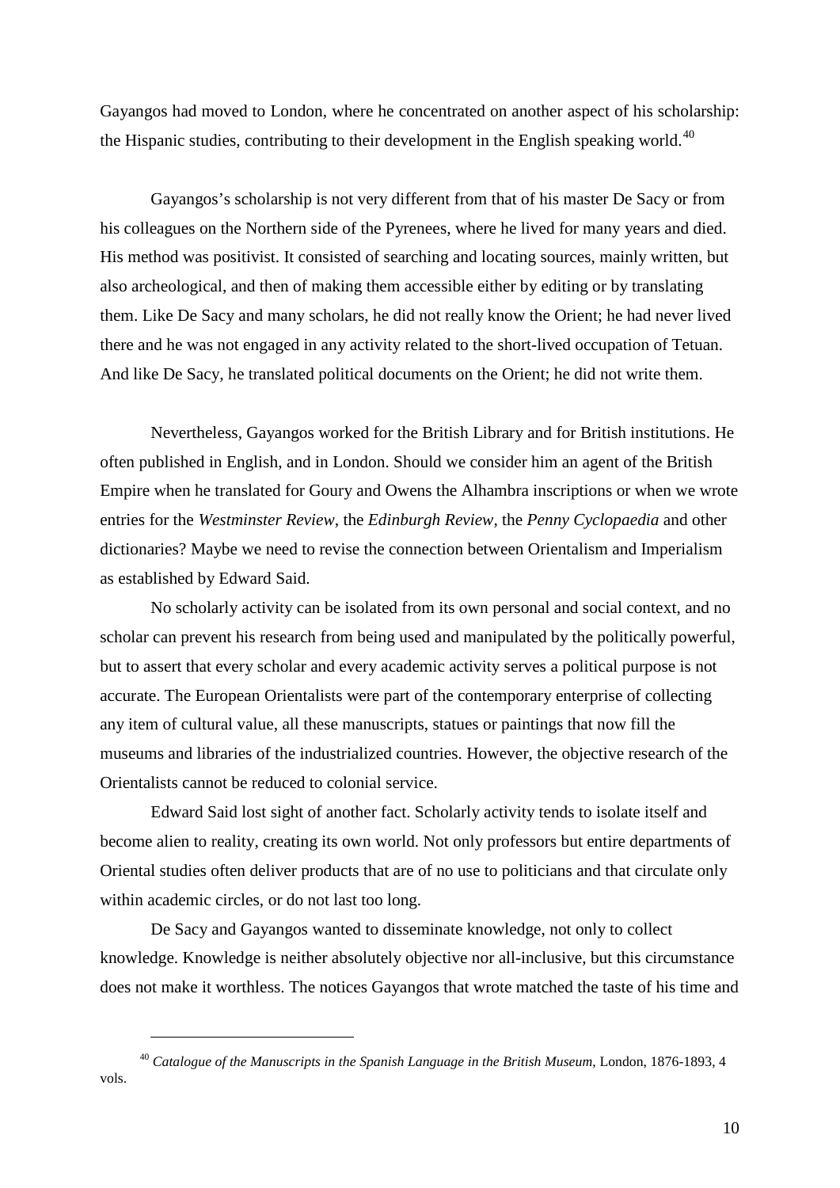Gayangos had moved to London, where he concentrated on another aspect of his scholarship: the Hispanic studies, contributing to their development in the English speaking world.[40]

Gayangos's scholarship is not very different from that of his master De Sacy or from his colleagues on the Northern side of the Pyrenees, where he lived for many years and died. His method was positivist. It consisted of searching and locating sources, mainly written, but also archeological, and then of making them accessible either by editing or by translating them. Like De Sacy and many scholars, he did not really know the Orient; he had never lived there and he was not engaged in any activity related to the short-lived occupation of Tetuan. And like De Sacy, he translated political documents on the Orient; he did not write them.

Nevertheless, Gayangos worked for the British Library and for British institutions. He often published in English, and in London. Should we consider him an agent of the British Empire when he translated for Goury and Owens the Alhambra inscriptions or when we wrote entries for the *Westminster Review*, the *Edinburgh Review*, the *Penny Cyclopaedia* and other dictionaries? Maybe we need to revise the connection between Orientalism and Imperialism as established by Edward Said.

No scholarly activity can be isolated from its own personal and social context, and no scholar can prevent his research from being used and manipulated by the politically powerful, but to assert that every scholar and every academic activity serves a political purpose is not accurate. The European Orientalists were part of the contemporary enterprise of collecting any item of cultural value, all these manuscripts, statues or paintings that now fill the museums and libraries of the industrialized countries. However, the objective research of the Orientalists cannot be reduced to colonial service.

Edward Said lost sight of another fact. Scholarly activity tends to isolate itself and become alien to reality, creating its own world. Not only professors but entire departments of Oriental studies often deliver products that are of no use to politicians and that circulate only within academic circles, or do not last too long.

De Sacy and Gayangos wanted to disseminate knowledge, not only to collect knowledge. Knowledge is neither absolutely objective nor all-inclusive, but this circumstance does not make it worthless. The notices Gayangos that wrote matched the taste of his time and

---

[40] *Catalogue of the Manuscripts in the Spanish Language in the British Museum*, London, 1876-1893, 4 vols.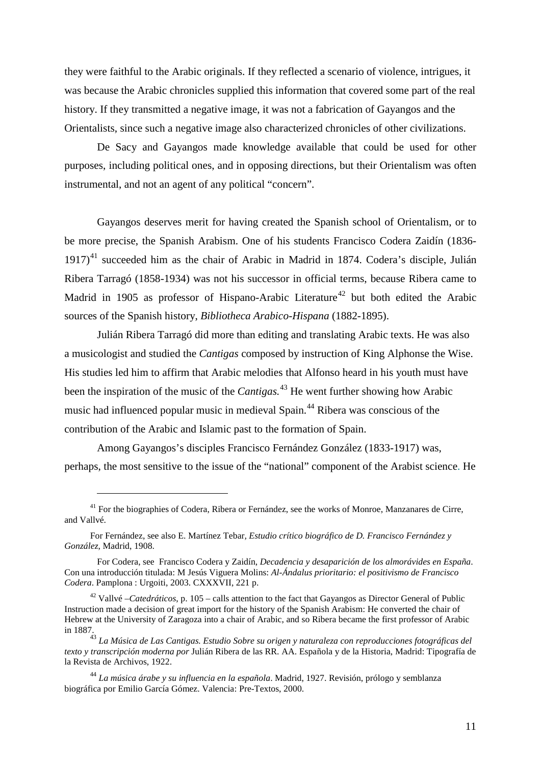they were faithful to the Arabic originals. If they reflected a scenario of violence, intrigues, it was because the Arabic chronicles supplied this information that covered some part of the real history. If they transmitted a negative image, it was not a fabrication of Gayangos and the Orientalists, since such a negative image also characterized chronicles of other civilizations.

De Sacy and Gayangos made knowledge available that could be used for other purposes, including political ones, and in opposing directions, but their Orientalism was often instrumental, and not an agent of any political "concern".

Gayangos deserves merit for having created the Spanish school of Orientalism, or to be more precise, the Spanish Arabism. One of his students Francisco Codera Zaidín (1836-1917)[41] succeeded him as the chair of Arabic in Madrid in 1874. Codera's disciple, Julián Ribera Tarragó (1858-1934) was not his successor in official terms, because Ribera came to Madrid in 1905 as professor of Hispano-Arabic Literature[42] but both edited the Arabic sources of the Spanish history, *Bibliotheca Arabico-Hispana* (1882-1895).

Julián Ribera Tarragó did more than editing and translating Arabic texts. He was also a musicologist and studied the *Cantigas* composed by instruction of King Alphonse the Wise. His studies led him to affirm that Arabic melodies that Alfonso heard in his youth must have been the inspiration of the music of the *Cantigas.*[43] He went further showing how Arabic music had influenced popular music in medieval Spain.[44] Ribera was conscious of the contribution of the Arabic and Islamic past to the formation of Spain.

Among Gayangos's disciples Francisco Fernández González (1833-1917) was, perhaps, the most sensitive to the issue of the "national" component of the Arabist science. He

---

[41] For the biographies of Codera, Ribera or Fernández, see the works of Monroe, Manzanares de Cirre, and Vallvé.

For Fernández, see also E. Martínez Tebar, *Estudio crítico biográfico de D. Francisco Fernández y González*, Madrid, 1908.

For Codera, see Francisco Codera y Zaidín, *Decadencia y desaparición de los almorávides en España*. Con una introducción titulada: M Jesús Viguera Molins: *Al-Ándalus prioritario: el positivismo de Francisco Codera*. Pamplona : Urgoiti, 2003. CXXXVII, 221 p.

[42] Vallvé –*Catedráticos*, p. 105 – calls attention to the fact that Gayangos as Director General of Public Instruction made a decision of great import for the history of the Spanish Arabism: He converted the chair of Hebrew at the University of Zaragoza into a chair of Arabic, and so Ribera became the first professor of Arabic in 1887.

[43] *La Música de Las Cantigas. Estudio Sobre su origen y naturaleza con reproducciones fotográficas del texto y transcripción moderna por* Julián Ribera de las RR. AA. Española y de la Historia, Madrid: Tipografía de la Revista de Archivos, 1922.

[44] *La música árabe y su influencia en la española*. Madrid, 1927. Revisión, prólogo y semblanza biográfica por Emilio García Gómez. Valencia: Pre-Textos, 2000.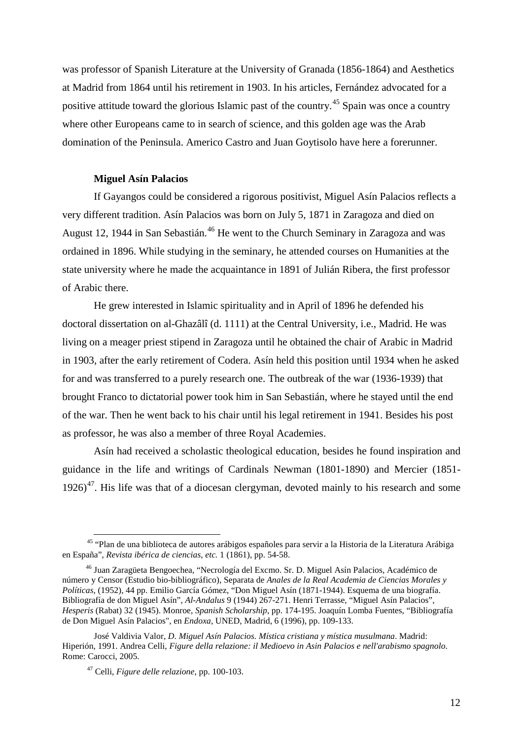was professor of Spanish Literature at the University of Granada (1856-1864) and Aesthetics at Madrid from 1864 until his retirement in 1903. In his articles, Fernández advocated for a positive attitude toward the glorious Islamic past of the country.[45] Spain was once a country where other Europeans came to in search of science, and this golden age was the Arab domination of the Peninsula. Americo Castro and Juan Goytisolo have here a forerunner.

**Miguel Asín Palacios**

If Gayangos could be considered a rigorous positivist, Miguel Asín Palacios reflects a very different tradition. Asín Palacios was born on July 5, 1871 in Zaragoza and died on August 12, 1944 in San Sebastián.[46] He went to the Church Seminary in Zaragoza and was ordained in 1896. While studying in the seminary, he attended courses on Humanities at the state university where he made the acquaintance in 1891 of Julián Ribera, the first professor of Arabic there.

He grew interested in Islamic spirituality and in April of 1896 he defended his doctoral dissertation on al-Ghazâlî (d. 1111) at the Central University, i.e., Madrid. He was living on a meager priest stipend in Zaragoza until he obtained the chair of Arabic in Madrid in 1903, after the early retirement of Codera. Asín held this position until 1934 when he asked for and was transferred to a purely research one. The outbreak of the war (1936-1939) that brought Franco to dictatorial power took him in San Sebastián, where he stayed until the end of the war. Then he went back to his chair until his legal retirement in 1941. Besides his post as professor, he was also a member of three Royal Academies.

Asín had received a scholastic theological education, besides he found inspiration and guidance in the life and writings of Cardinals Newman (1801-1890) and Mercier (1851-1926)[47]. His life was that of a diocesan clergyman, devoted mainly to his research and some

---

[45] "Plan de una biblioteca de autores arábigos españoles para servir a la Historia de la Literatura Arábiga en España", *Revista ibérica de ciencias, etc.* 1 (1861), pp. 54-58.

[46] Juan Zaragüeta Bengoechea, "Necrología del Excmo. Sr. D. Miguel Asín Palacios, Académico de número y Censor (Estudio bio-bibliográfico), Separata de *Anales de la Real Academia de Ciencias Morales y Políticas*, (1952), 44 pp. Emilio García Gómez, "Don Miguel Asín (1871-1944). Esquema de una biografía. Bibliografía de don Miguel Asín", *Al-Andalus* 9 (1944) 267-271. Henri Terrasse, "Miguel Asín Palacios", *Hesperis* (Rabat) 32 (1945). Monroe, *Spanish Scholarship*, pp. 174-195. Joaquín Lomba Fuentes, "Bibliografía de Don Miguel Asín Palacios", en *Endoxa*, UNED, Madrid, 6 (1996), pp. 109-133.

José Valdivia Valor, *D. Miguel Asín Palacios. Mística cristiana y mística musulmana*. Madrid: Hiperión, 1991. Andrea Celli, *Figure della relazione: il Medioevo in Asin Palacios e nell'arabismo spagnolo*. Rome: Carocci, 2005.

[47] Celli, *Figure delle relazione*, pp. 100-103.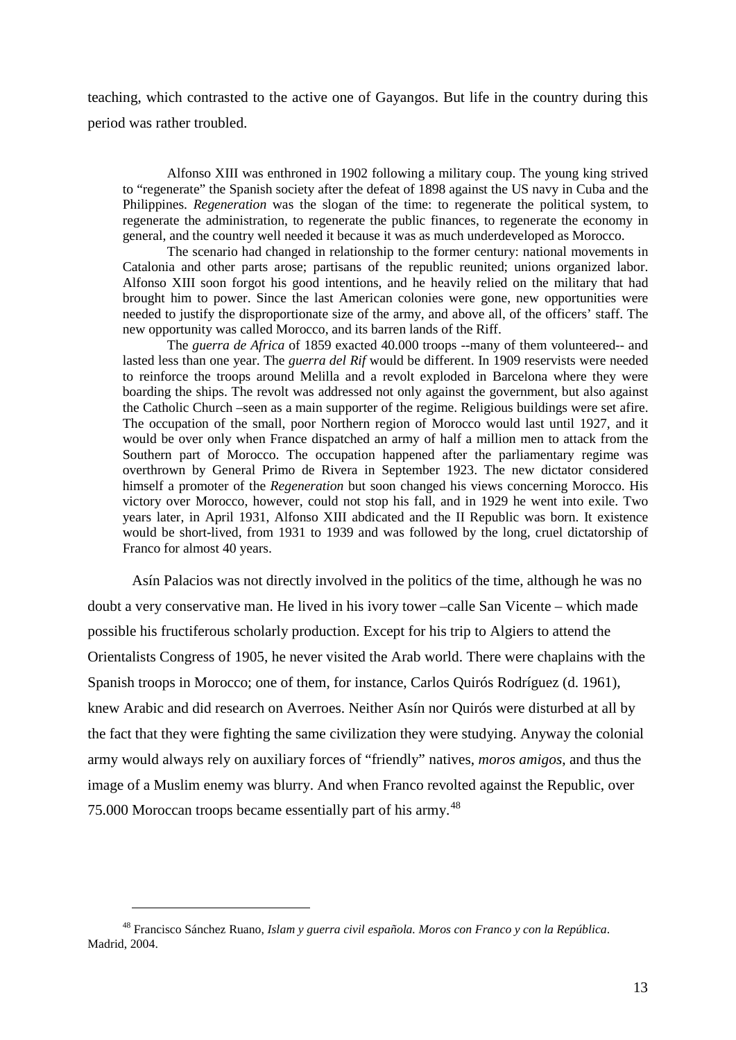teaching, which contrasted to the active one of Gayangos. But life in the country during this period was rather troubled.

> Alfonso XIII was enthroned in 1902 following a military coup. The young king strived to "regenerate" the Spanish society after the defeat of 1898 against the US navy in Cuba and the Philippines. *Regeneration* was the slogan of the time: to regenerate the political system, to regenerate the administration, to regenerate the public finances, to regenerate the economy in general, and the country well needed it because it was as much underdeveloped as Morocco.
>
> The scenario had changed in relationship to the former century: national movements in Catalonia and other parts arose; partisans of the republic reunited; unions organized labor. Alfonso XIII soon forgot his good intentions, and he heavily relied on the military that had brought him to power. Since the last American colonies were gone, new opportunities were needed to justify the disproportionate size of the army, and above all, of the officers' staff. The new opportunity was called Morocco, and its barren lands of the Riff.
>
> The *guerra de Africa* of 1859 exacted 40.000 troops --many of them volunteered-- and lasted less than one year. The *guerra del Rif* would be different. In 1909 reservists were needed to reinforce the troops around Melilla and a revolt exploded in Barcelona where they were boarding the ships. The revolt was addressed not only against the government, but also against the Catholic Church –seen as a main supporter of the regime. Religious buildings were set afire. The occupation of the small, poor Northern region of Morocco would last until 1927, and it would be over only when France dispatched an army of half a million men to attack from the Southern part of Morocco. The occupation happened after the parliamentary regime was overthrown by General Primo de Rivera in September 1923. The new dictator considered himself a promoter of the *Regeneration* but soon changed his views concerning Morocco. His victory over Morocco, however, could not stop his fall, and in 1929 he went into exile. Two years later, in April 1931, Alfonso XIII abdicated and the II Republic was born. It existence would be short-lived, from 1931 to 1939 and was followed by the long, cruel dictatorship of Franco for almost 40 years.

Asín Palacios was not directly involved in the politics of the time, although he was no doubt a very conservative man. He lived in his ivory tower –calle San Vicente – which made possible his fructiferous scholarly production. Except for his trip to Algiers to attend the Orientalists Congress of 1905, he never visited the Arab world. There were chaplains with the Spanish troops in Morocco; one of them, for instance, Carlos Quirós Rodríguez (d. 1961), knew Arabic and did research on Averroes. Neither Asín nor Quirós were disturbed at all by the fact that they were fighting the same civilization they were studying. Anyway the colonial army would always rely on auxiliary forces of "friendly" natives, *moros amigos*, and thus the image of a Muslim enemy was blurry. And when Franco revolted against the Republic, over 75.000 Moroccan troops became essentially part of his army.[48]

[48] Francisco Sánchez Ruano, *Islam y guerra civil española. Moros con Franco y con la República*. Madrid, 2004.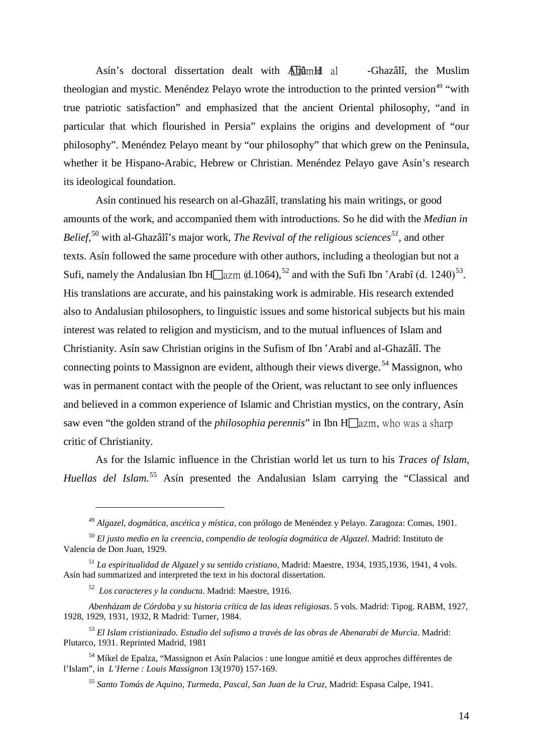Asín's doctoral dissertation dealt with Abû Hâmid al-Ghazâlî, the Muslim theologian and mystic. Menéndez Pelayo wrote the introduction to the printed version[49] "with true patriotic satisfaction" and emphasized that the ancient Oriental philosophy, "and in particular that which flourished in Persia" explains the origins and development of "our philosophy". Menéndez Pelayo meant by "our philosophy" that which grew on the Peninsula, whether it be Hispano-Arabic, Hebrew or Christian. Menéndez Pelayo gave Asín's research its ideological foundation.

Asín continued his research on al-Ghazâlî, translating his main writings, or good amounts of the work, and accompanied them with introductions. So he did with the *Median in Belief*,[50] with al-Ghazâlî's major work, *The Revival of the religious sciences*[51], and other texts. Asín followed the same procedure with other authors, including a theologian but not a Sufi, namely the Andalusian Ibn Hazm (d.1064),[52] and with the Sufi Ibn ʿArabî (d. 1240)[53]. His translations are accurate, and his painstaking work is admirable. His research extended also to Andalusian philosophers, to linguistic issues and some historical subjects but his main interest was related to religion and mysticism, and to the mutual influences of Islam and Christianity. Asín saw Christian origins in the Sufism of Ibn ʿArabî and al-Ghazâlî. The connecting points to Massignon are evident, although their views diverge.[54] Massignon, who was in permanent contact with the people of the Orient, was reluctant to see only influences and believed in a common experience of Islamic and Christian mystics, on the contrary, Asín saw even "the golden strand of the *philosophia perennis*" in Ibn Hazm, who was a sharp critic of Christianity.

As for the Islamic influence in the Christian world let us turn to his *Traces of Islam, Huellas del Islam.*[55] Asín presented the Andalusian Islam carrying the "Classical and

---

[49] *Algazel, dogmática, ascética y mística*, con prólogo de Menéndez y Pelayo. Zaragoza: Comas, 1901.

[50] *El justo medio en la creencia, compendio de teología dogmática de Algazel*. Madrid: Instituto de Valencia de Don Juan, 1929.

[51] *La espiritualidad de Algazel y su sentido cristiano*, Madrid: Maestre, 1934, 1935,1936, 1941, 4 vols. Asín had summarized and interpreted the text in his doctoral dissertation.

[52] *Los caracteres y la conducta*. Madrid: Maestre, 1916.

*Abenházam de Córdoba y su historia crítica de las ideas religiosas*. 5 vols. Madrid: Tipog. RABM, 1927, 1928, 1929, 1931, 1932, R Madrid: Turner, 1984.

[53] *El Islam cristianizado. Estudio del sufismo a través de las obras de Abenarabi de Murcia*. Madrid: Plutarco, 1931. Reprinted Madrid, 1981

[54] Míkel de Epalza, "Massignon et Asín Palacios : une longue amitié et deux approches différentes de l'Islam", in *L'Herne : Louis Massignon* 13(1970) 157-169.

[55] *Santo Tomás de Aquino, Turmeda, Pascal, San Juan de la Cruz*, Madrid: Espasa Calpe, 1941.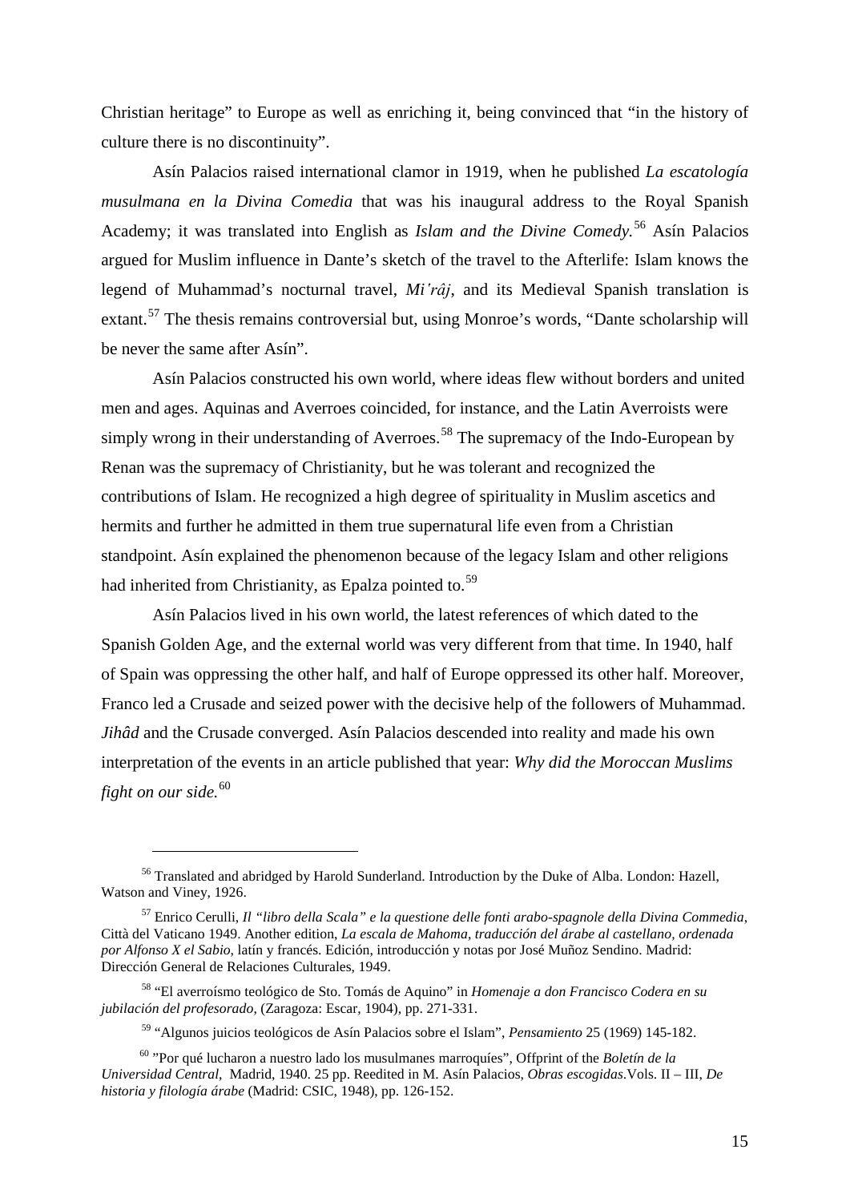Christian heritage" to Europe as well as enriching it, being convinced that "in the history of culture there is no discontinuity".

Asín Palacios raised international clamor in 1919, when he published *La escatología musulmana en la Divina Comedia* that was his inaugural address to the Royal Spanish Academy; it was translated into English as *Islam and the Divine Comedy.*[56] Asín Palacios argued for Muslim influence in Dante's sketch of the travel to the Afterlife: Islam knows the legend of Muhammad's nocturnal travel, *Mi'râj*, and its Medieval Spanish translation is extant.[57] The thesis remains controversial but, using Monroe's words, "Dante scholarship will be never the same after Asín".

Asín Palacios constructed his own world, where ideas flew without borders and united men and ages. Aquinas and Averroes coincided, for instance, and the Latin Averroists were simply wrong in their understanding of Averroes.[58] The supremacy of the Indo-European by Renan was the supremacy of Christianity, but he was tolerant and recognized the contributions of Islam. He recognized a high degree of spirituality in Muslim ascetics and hermits and further he admitted in them true supernatural life even from a Christian standpoint. Asín explained the phenomenon because of the legacy Islam and other religions had inherited from Christianity, as Epalza pointed to.[59]

Asín Palacios lived in his own world, the latest references of which dated to the Spanish Golden Age, and the external world was very different from that time. In 1940, half of Spain was oppressing the other half, and half of Europe oppressed its other half. Moreover, Franco led a Crusade and seized power with the decisive help of the followers of Muhammad. *Jihâd* and the Crusade converged. Asín Palacios descended into reality and made his own interpretation of the events in an article published that year: *Why did the Moroccan Muslims fight on our side.*[60]

---

[56] Translated and abridged by Harold Sunderland. Introduction by the Duke of Alba. London: Hazell, Watson and Viney, 1926.

[57] Enrico Cerulli, *Il "libro della Scala" e la questione delle fonti arabo-spagnole della Divina Commedia*, Città del Vaticano 1949. Another edition, *La escala de Mahoma, traducción del árabe al castellano, ordenada por Alfonso X el Sabio*, latín y francés. Edición, introducción y notas por José Muñoz Sendino. Madrid: Dirección General de Relaciones Culturales, 1949.

[58] "El averroísmo teológico de Sto. Tomás de Aquino" in *Homenaje a don Francisco Codera en su jubilación del profesorado*, (Zaragoza: Escar, 1904), pp. 271-331.

[59] "Algunos juicios teológicos de Asín Palacios sobre el Islam", *Pensamiento* 25 (1969) 145-182.

[60] "Por qué lucharon a nuestro lado los musulmanes marroquíes", Offprint of the *Boletín de la Universidad Central,* Madrid, 1940. 25 pp. Reedited in M. Asín Palacios, *Obras escogidas*.Vols. II – III, *De historia y filología árabe* (Madrid: CSIC, 1948), pp. 126-152.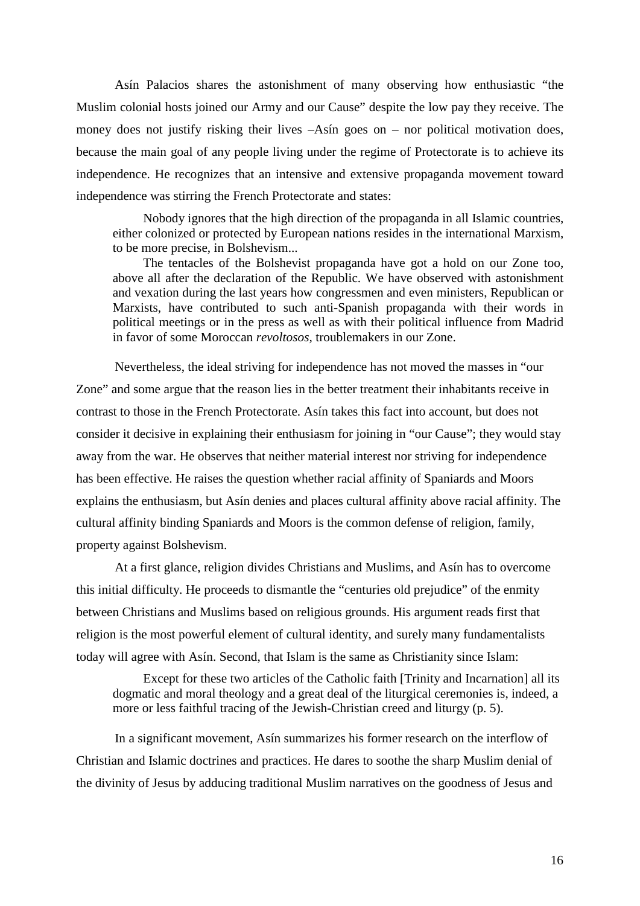Asín Palacios shares the astonishment of many observing how enthusiastic "the Muslim colonial hosts joined our Army and our Cause" despite the low pay they receive. The money does not justify risking their lives –Asín goes on – nor political motivation does, because the main goal of any people living under the regime of Protectorate is to achieve its independence. He recognizes that an intensive and extensive propaganda movement toward independence was stirring the French Protectorate and states:

> Nobody ignores that the high direction of the propaganda in all Islamic countries, either colonized or protected by European nations resides in the international Marxism, to be more precise, in Bolshevism...
>
> The tentacles of the Bolshevist propaganda have got a hold on our Zone too, above all after the declaration of the Republic. We have observed with astonishment and vexation during the last years how congressmen and even ministers, Republican or Marxists, have contributed to such anti-Spanish propaganda with their words in political meetings or in the press as well as with their political influence from Madrid in favor of some Moroccan *revoltosos*, troublemakers in our Zone.

Nevertheless, the ideal striving for independence has not moved the masses in "our Zone" and some argue that the reason lies in the better treatment their inhabitants receive in contrast to those in the French Protectorate. Asín takes this fact into account, but does not consider it decisive in explaining their enthusiasm for joining in "our Cause"; they would stay away from the war. He observes that neither material interest nor striving for independence has been effective. He raises the question whether racial affinity of Spaniards and Moors explains the enthusiasm, but Asín denies and places cultural affinity above racial affinity. The cultural affinity binding Spaniards and Moors is the common defense of religion, family, property against Bolshevism.

At a first glance, religion divides Christians and Muslims, and Asín has to overcome this initial difficulty. He proceeds to dismantle the "centuries old prejudice" of the enmity between Christians and Muslims based on religious grounds. His argument reads first that religion is the most powerful element of cultural identity, and surely many fundamentalists today will agree with Asín. Second, that Islam is the same as Christianity since Islam:

> Except for these two articles of the Catholic faith [Trinity and Incarnation] all its dogmatic and moral theology and a great deal of the liturgical ceremonies is, indeed, a more or less faithful tracing of the Jewish-Christian creed and liturgy (p. 5).

In a significant movement, Asín summarizes his former research on the interflow of Christian and Islamic doctrines and practices. He dares to soothe the sharp Muslim denial of the divinity of Jesus by adducing traditional Muslim narratives on the goodness of Jesus and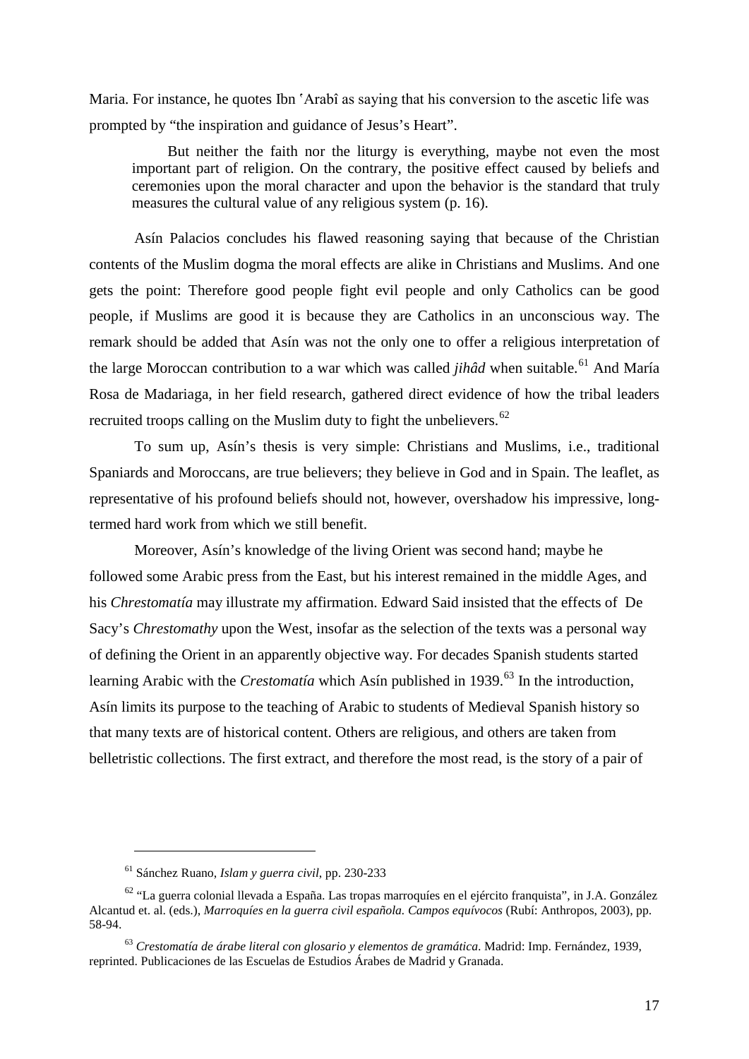Maria. For instance, he quotes Ibn ʿArabî as saying that his conversion to the ascetic life was prompted by "the inspiration and guidance of Jesus's Heart".

> But neither the faith nor the liturgy is everything, maybe not even the most important part of religion. On the contrary, the positive effect caused by beliefs and ceremonies upon the moral character and upon the behavior is the standard that truly measures the cultural value of any religious system (p. 16).

Asín Palacios concludes his flawed reasoning saying that because of the Christian contents of the Muslim dogma the moral effects are alike in Christians and Muslims. And one gets the point: Therefore good people fight evil people and only Catholics can be good people, if Muslims are good it is because they are Catholics in an unconscious way. The remark should be added that Asín was not the only one to offer a religious interpretation of the large Moroccan contribution to a war which was called *jihâd* when suitable.[61] And María Rosa de Madariaga, in her field research, gathered direct evidence of how the tribal leaders recruited troops calling on the Muslim duty to fight the unbelievers.[62]

To sum up, Asín's thesis is very simple: Christians and Muslims, i.e., traditional Spaniards and Moroccans, are true believers; they believe in God and in Spain. The leaflet, as representative of his profound beliefs should not, however, overshadow his impressive, long-termed hard work from which we still benefit.

Moreover, Asín's knowledge of the living Orient was second hand; maybe he followed some Arabic press from the East, but his interest remained in the middle Ages, and his *Chrestomatía* may illustrate my affirmation. Edward Said insisted that the effects of De Sacy's *Chrestomathy* upon the West, insofar as the selection of the texts was a personal way of defining the Orient in an apparently objective way. For decades Spanish students started learning Arabic with the *Crestomatía* which Asín published in 1939.[63] In the introduction, Asín limits its purpose to the teaching of Arabic to students of Medieval Spanish history so that many texts are of historical content. Others are religious, and others are taken from belletristic collections. The first extract, and therefore the most read, is the story of a pair of

---

[61] Sánchez Ruano, *Islam y guerra civil*, pp. 230-233

[62] "La guerra colonial llevada a España. Las tropas marroquíes en el ejército franquista", in J.A. González Alcantud et. al. (eds.), *Marroquíes en la guerra civil española. Campos equívocos* (Rubí: Anthropos, 2003), pp. 58-94.

[63] *Crestomatía de árabe literal con glosario y elementos de gramática*. Madrid: Imp. Fernández, 1939, reprinted. Publicaciones de las Escuelas de Estudios Árabes de Madrid y Granada.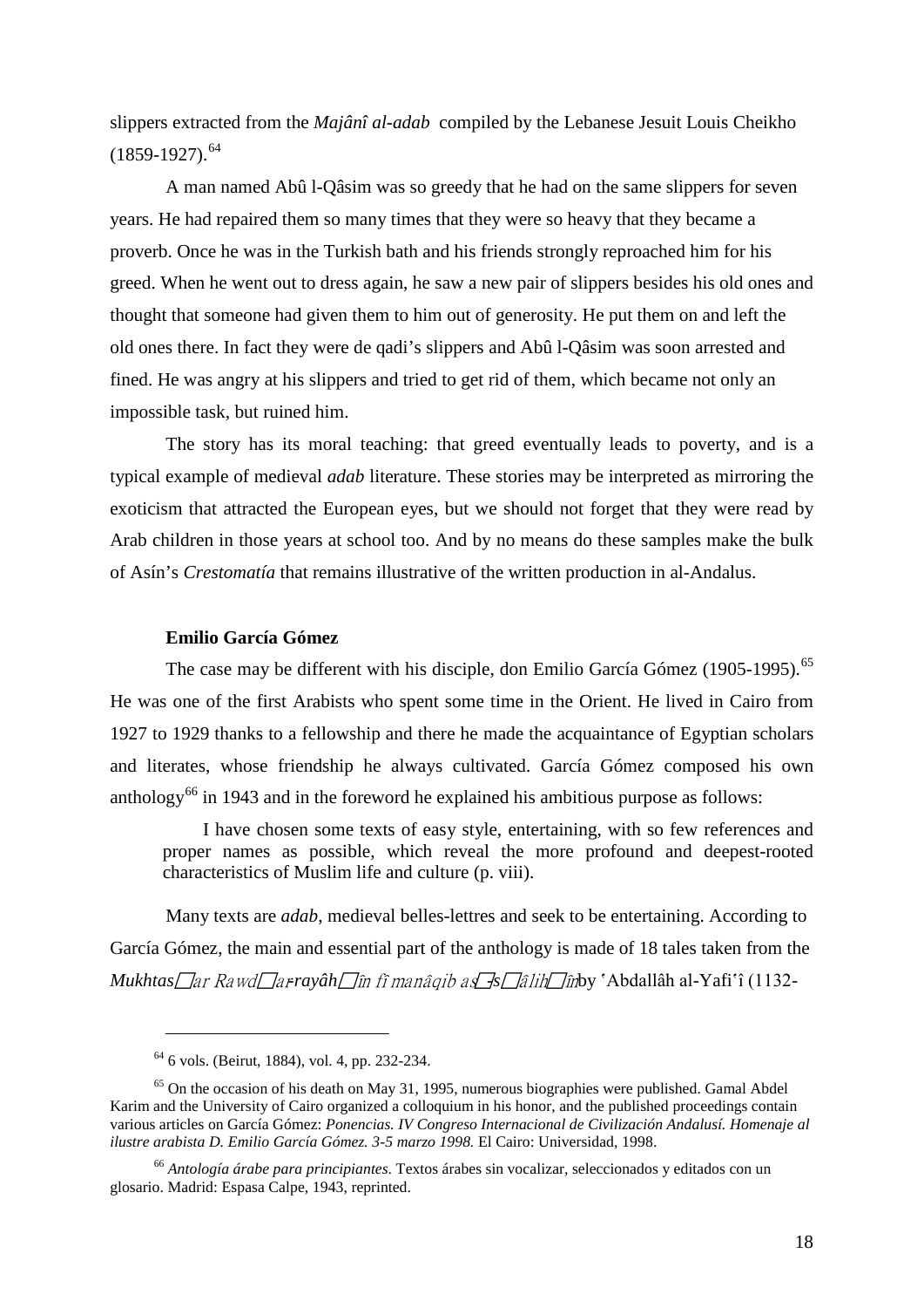slippers extracted from the *Majânî al-adab* compiled by the Lebanese Jesuit Louis Cheikho (1859-1927).[64]

A man named Abû l-Qâsim was so greedy that he had on the same slippers for seven years. He had repaired them so many times that they were so heavy that they became a proverb. Once he was in the Turkish bath and his friends strongly reproached him for his greed. When he went out to dress again, he saw a new pair of slippers besides his old ones and thought that someone had given them to him out of generosity. He put them on and left the old ones there. In fact they were de qadi's slippers and Abû l-Qâsim was soon arrested and fined. He was angry at his slippers and tried to get rid of them, which became not only an impossible task, but ruined him.

The story has its moral teaching: that greed eventually leads to poverty, and is a typical example of medieval *adab* literature. These stories may be interpreted as mirroring the exoticism that attracted the European eyes, but we should not forget that they were read by Arab children in those years at school too. And by no means do these samples make the bulk of Asín's *Crestomatía* that remains illustrative of the written production in al-Andalus.

**Emilio García Gómez**

The case may be different with his disciple, don Emilio García Gómez (1905-1995).[65] He was one of the first Arabists who spent some time in the Orient. He lived in Cairo from 1927 to 1929 thanks to a fellowship and there he made the acquaintance of Egyptian scholars and literates, whose friendship he always cultivated. García Gómez composed his own anthology[66] in 1943 and in the foreword he explained his ambitious purpose as follows:

> I have chosen some texts of easy style, entertaining, with so few references and proper names as possible, which reveal the more profound and deepest-rooted characteristics of Muslim life and culture (p. viii).

Many texts are *adab*, medieval belles-lettres and seek to be entertaining. According to García Gómez, the main and essential part of the anthology is made of 18 tales taken from the *Mukhtasar Rawd ar-rayâhîn fî manâqib as-sâlihîn* by ʿAbdallâh al-Yafiʿî (1132-

---

[64] 6 vols. (Beirut, 1884), vol. 4, pp. 232-234.

[65] On the occasion of his death on May 31, 1995, numerous biographies were published. Gamal Abdel Karim and the University of Cairo organized a colloquium in his honor, and the published proceedings contain various articles on García Gómez: *Ponencias. IV Congreso Internacional de Civilización Andalusí. Homenaje al ilustre arabista D. Emilio García Gómez. 3-5 marzo 1998.* El Cairo: Universidad, 1998.

[66] *Antología árabe para principiantes.* Textos árabes sin vocalizar, seleccionados y editados con un glosario. Madrid: Espasa Calpe, 1943, reprinted.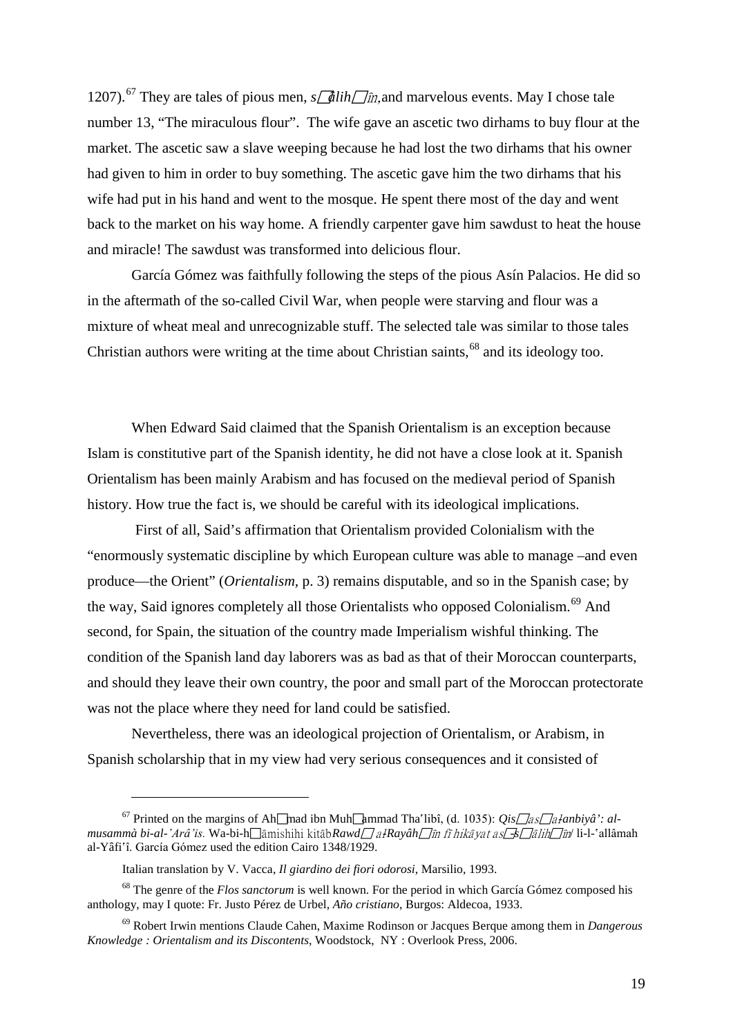1207).[67] They are tales of pious men, *ṣâliḥîn,* and marvelous events. May I chose tale number 13, "The miraculous flour". The wife gave an ascetic two dirhams to buy flour at the market. The ascetic saw a slave weeping because he had lost the two dirhams that his owner had given to him in order to buy something. The ascetic gave him the two dirhams that his wife had put in his hand and went to the mosque. He spent there most of the day and went back to the market on his way home. A friendly carpenter gave him sawdust to heat the house and miracle! The sawdust was transformed into delicious flour.

García Gómez was faithfully following the steps of the pious Asín Palacios. He did so in the aftermath of the so-called Civil War, when people were starving and flour was a mixture of wheat meal and unrecognizable stuff. The selected tale was similar to those tales Christian authors were writing at the time about Christian saints,[68] and its ideology too.

When Edward Said claimed that the Spanish Orientalism is an exception because Islam is constitutive part of the Spanish identity, he did not have a close look at it. Spanish Orientalism has been mainly Arabism and has focused on the medieval period of Spanish history. How true the fact is, we should be careful with its ideological implications.

First of all, Said's affirmation that Orientalism provided Colonialism with the "enormously systematic discipline by which European culture was able to manage –and even produce—the Orient" (*Orientalism*, p. 3) remains disputable, and so in the Spanish case; by the way, Said ignores completely all those Orientalists who opposed Colonialism.[69] And second, for Spain, the situation of the country made Imperialism wishful thinking. The condition of the Spanish land day laborers was as bad as that of their Moroccan counterparts, and should they leave their own country, the poor and small part of the Moroccan protectorate was not the place where they need for land could be satisfied.

Nevertheless, there was an ideological projection of Orientalism, or Arabism, in Spanish scholarship that in my view had very serious consequences and it consisted of

---

[67] Printed on the margins of Aḥmad ibn Muḥammad Thaʻlibî, (d. 1035): *Qiṣaṣ al-anbiyâ': al-musammà bi-al-ʻArâ'is.* Wa-bi-hâmishihi kitâb *Rawḍ al-Rayâḥîn fî ḥikâyat aṣ-ṣâliḥîn* li-l-ʻallâmah al-Yâfiʻî. García Gómez used the edition Cairo 1348/1929.

Italian translation by V. Vacca, *Il giardino dei fiori odorosi*, Marsilio, 1993.

[68] The genre of the *Flos sanctorum* is well known. For the period in which García Gómez composed his anthology, may I quote: Fr. Justo Pérez de Urbel, *Año cristiano*, Burgos: Aldecoa, 1933.

[69] Robert Irwin mentions Claude Cahen, Maxime Rodinson or Jacques Berque among them in *Dangerous Knowledge : Orientalism and its Discontents*, Woodstock, NY : Overlook Press, 2006.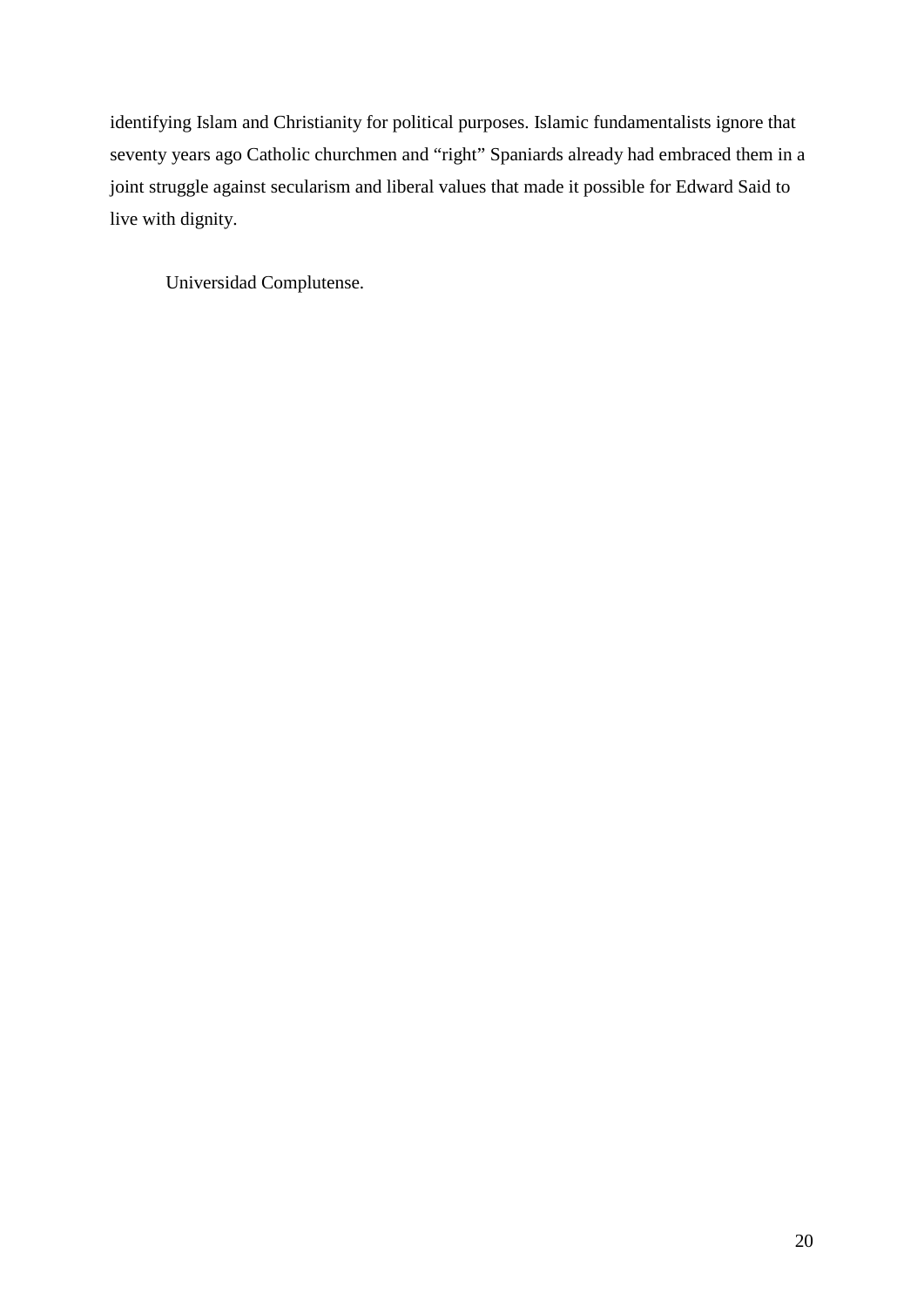identifying Islam and Christianity for political purposes. Islamic fundamentalists ignore that seventy years ago Catholic churchmen and "right" Spaniards already had embraced them in a joint struggle against secularism and liberal values that made it possible for Edward Said to live with dignity.

Universidad Complutense.